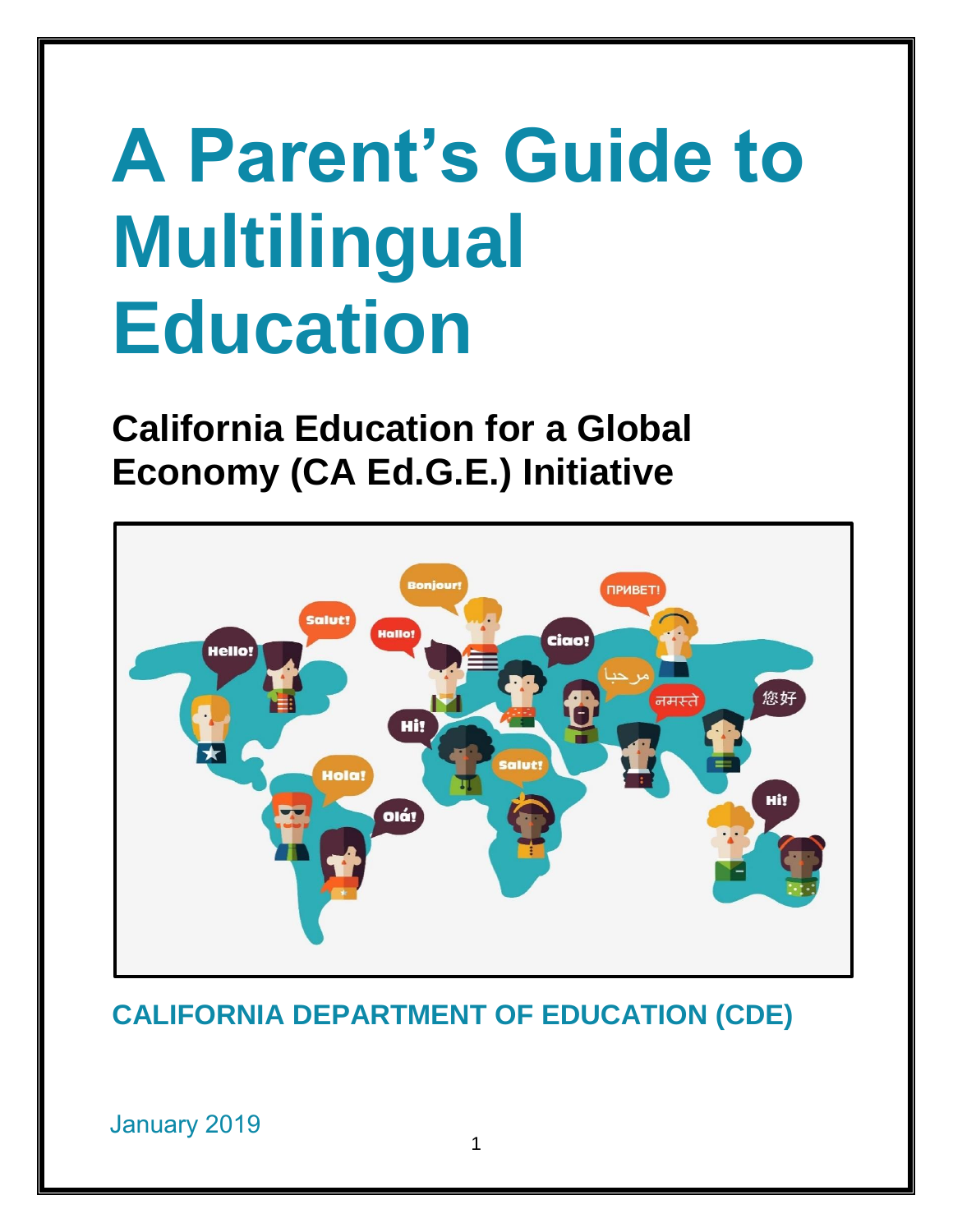# A Parent's Guide to Multilingual Education

## California Education for a Global Economy (CA Ed.G.E.) Initiative

**CALIFORNIA DEPARTMENT OF EDUCATION (CDE)**

January 2019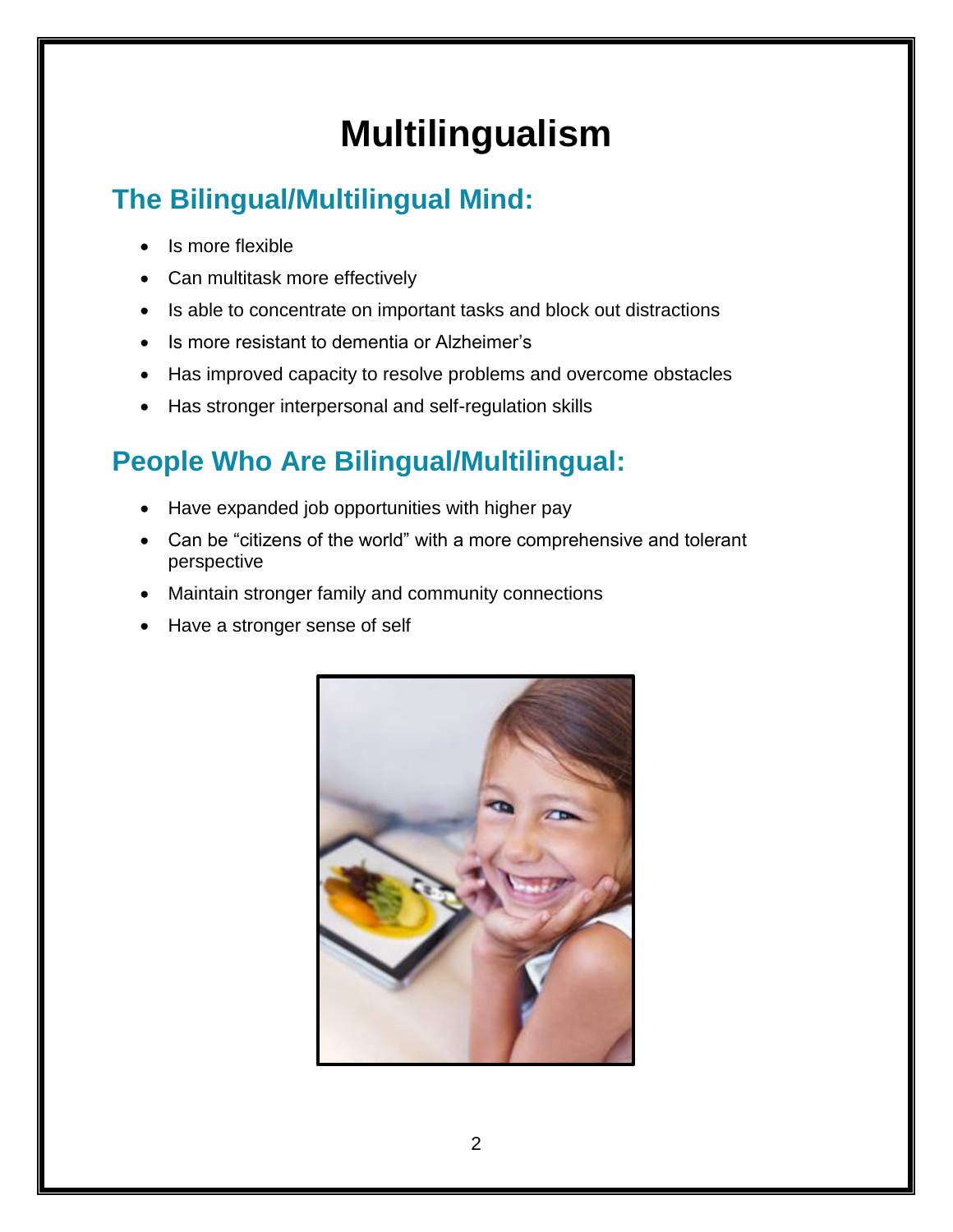# Multilingualism

## The Bilingual/Multilingual Mind:

- Is more flexible
- Can multitask more effectively
- Is able to concentrate on important tasks and block out distractions
- Is more resistant to dementia or Alzheimer's
- Has improved capacity to resolve problems and overcome obstacles
- Has stronger interpersonal and self-regulation skills

## People Who Are Bilingual/Multilingual:

- Have expanded job opportunities with higher pay
- Can be "citizens of the world" with a more comprehensive and tolerant perspective
- Maintain stronger family and community connections
- Have a stronger sense of self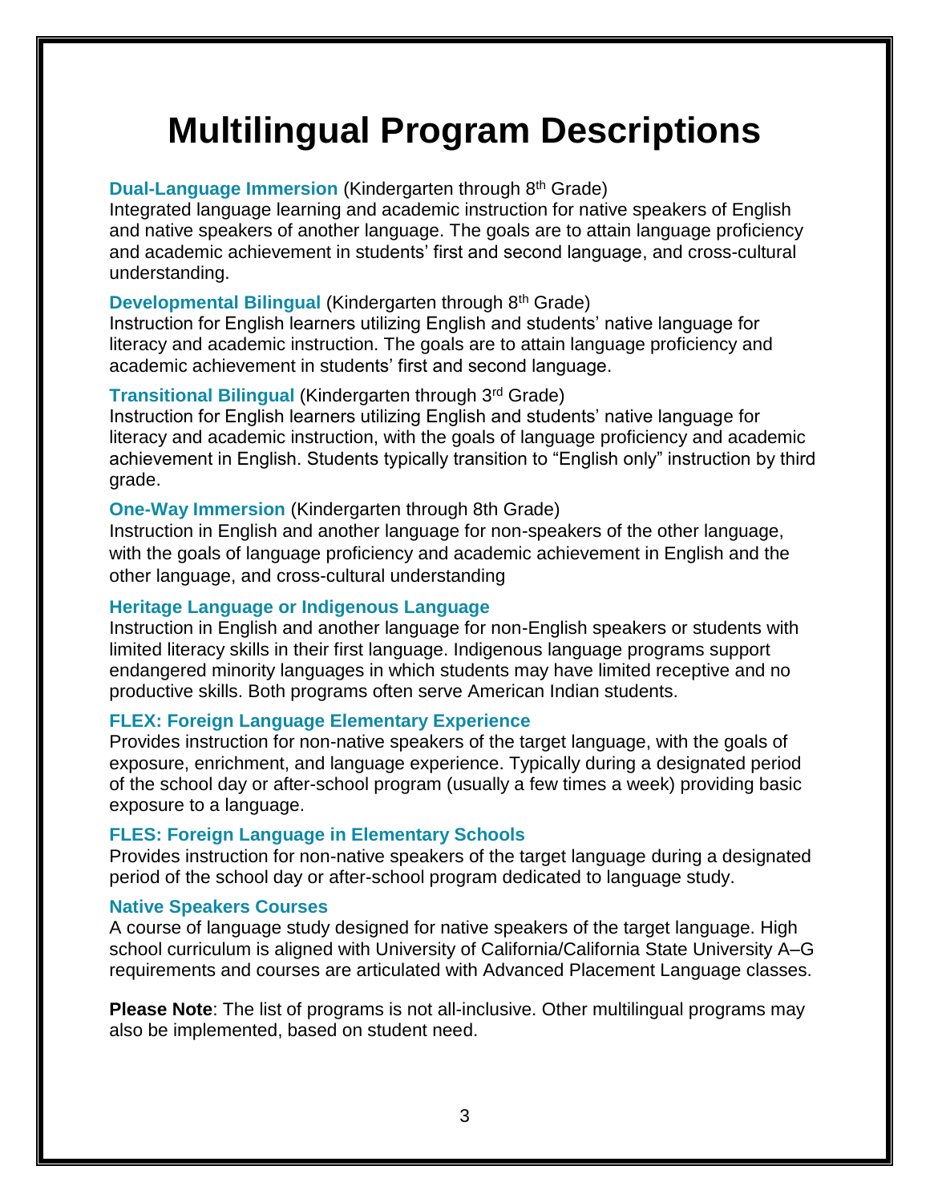# Multilingual Program Descriptions

**Dual-Language Immersion** (Kindergarten through 8th Grade)
Integrated language learning and academic instruction for native speakers of English and native speakers of another language. The goals are to attain language proficiency and academic achievement in students' first and second language, and cross-cultural understanding.

**Developmental Bilingual** (Kindergarten through 8th Grade)
Instruction for English learners utilizing English and students' native language for literacy and academic instruction. The goals are to attain language proficiency and academic achievement in students' first and second language.

**Transitional Bilingual** (Kindergarten through 3rd Grade)
Instruction for English learners utilizing English and students' native language for literacy and academic instruction, with the goals of language proficiency and academic achievement in English. Students typically transition to "English only" instruction by third grade.

**One-Way Immersion** (Kindergarten through 8th Grade)
Instruction in English and another language for non-speakers of the other language, with the goals of language proficiency and academic achievement in English and the other language, and cross-cultural understanding

**Heritage Language or Indigenous Language**
Instruction in English and another language for non-English speakers or students with limited literacy skills in their first language. Indigenous language programs support endangered minority languages in which students may have limited receptive and no productive skills. Both programs often serve American Indian students.

**FLEX: Foreign Language Elementary Experience**
Provides instruction for non-native speakers of the target language, with the goals of exposure, enrichment, and language experience. Typically during a designated period of the school day or after-school program (usually a few times a week) providing basic exposure to a language.

**FLES: Foreign Language in Elementary Schools**
Provides instruction for non-native speakers of the target language during a designated period of the school day or after-school program dedicated to language study.

**Native Speakers Courses**
A course of language study designed for native speakers of the target language. High school curriculum is aligned with University of California/California State University A–G requirements and courses are articulated with Advanced Placement Language classes.

**Please Note**: The list of programs is not all-inclusive. Other multilingual programs may also be implemented, based on student need.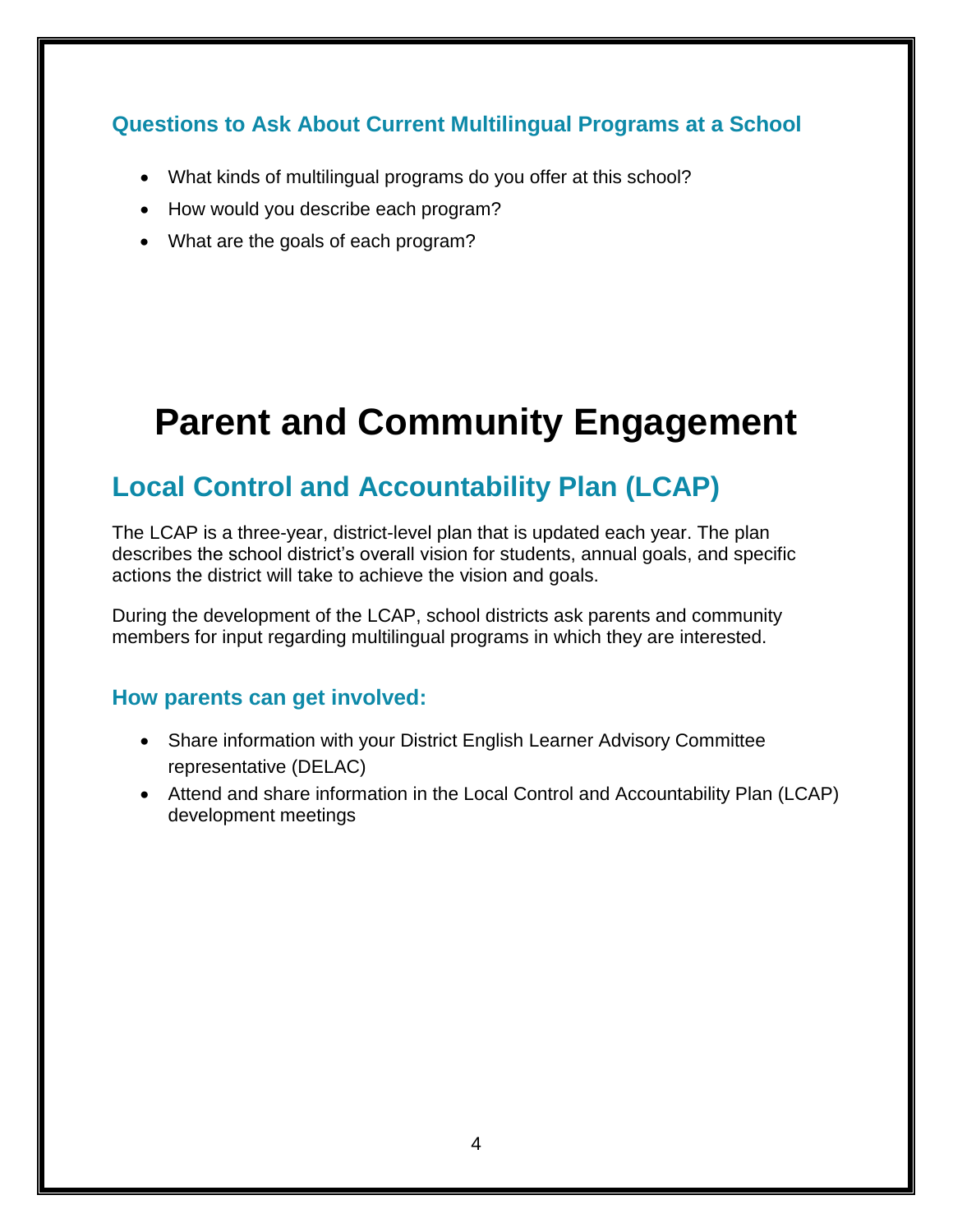### Questions to Ask About Current Multilingual Programs at a School

- What kinds of multilingual programs do you offer at this school?
- How would you describe each program?
- What are the goals of each program?

# Parent and Community Engagement

## Local Control and Accountability Plan (LCAP)

The LCAP is a three-year, district-level plan that is updated each year. The plan describes the school district's overall vision for students, annual goals, and specific actions the district will take to achieve the vision and goals.

During the development of the LCAP, school districts ask parents and community members for input regarding multilingual programs in which they are interested.

### How parents can get involved:

- Share information with your District English Learner Advisory Committee representative (DELAC)
- Attend and share information in the Local Control and Accountability Plan (LCAP) development meetings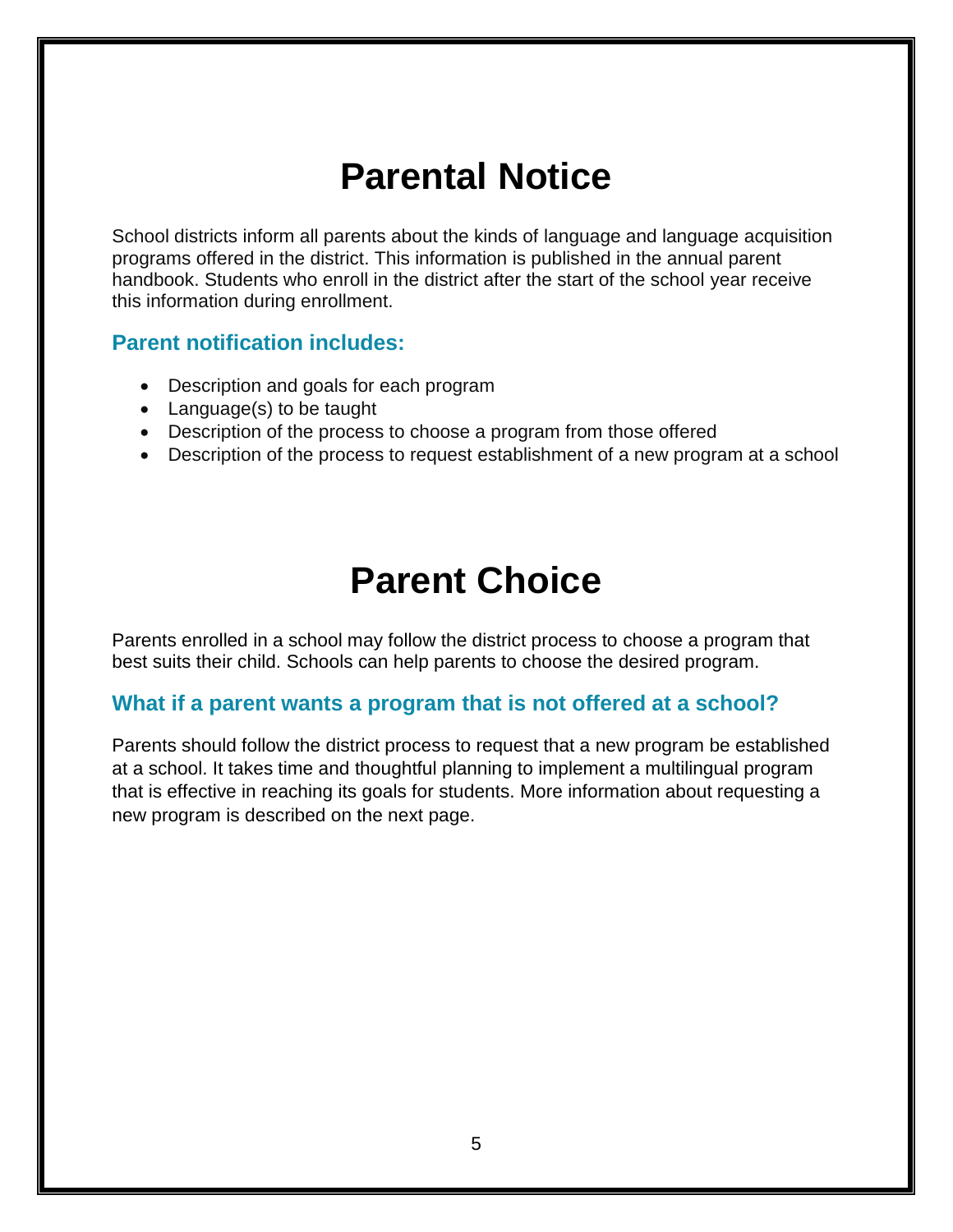# Parental Notice

School districts inform all parents about the kinds of language and language acquisition programs offered in the district. This information is published in the annual parent handbook. Students who enroll in the district after the start of the school year receive this information during enrollment.

### Parent notification includes:

- Description and goals for each program
- Language(s) to be taught
- Description of the process to choose a program from those offered
- Description of the process to request establishment of a new program at a school

# Parent Choice

Parents enrolled in a school may follow the district process to choose a program that best suits their child. Schools can help parents to choose the desired program.

### What if a parent wants a program that is not offered at a school?

Parents should follow the district process to request that a new program be established at a school. It takes time and thoughtful planning to implement a multilingual program that is effective in reaching its goals for students. More information about requesting a new program is described on the next page.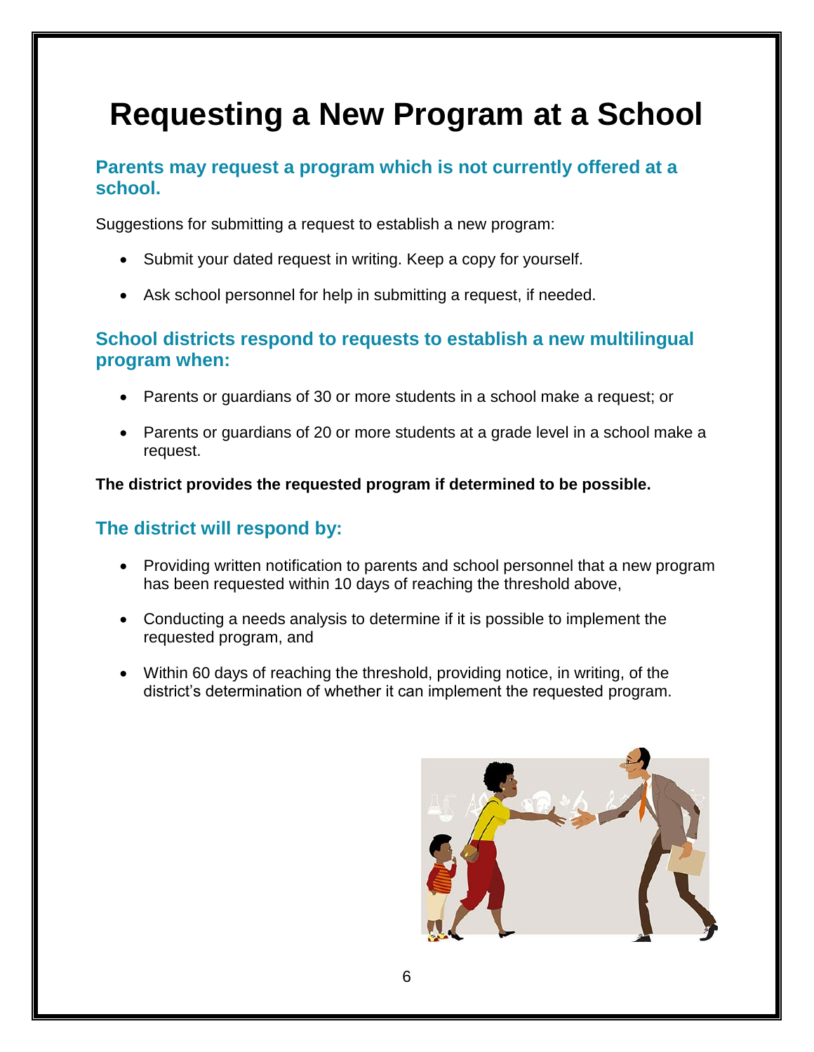# Requesting a New Program at a School

### Parents may request a program which is not currently offered at a school.

Suggestions for submitting a request to establish a new program:

- Submit your dated request in writing. Keep a copy for yourself.
- Ask school personnel for help in submitting a request, if needed.

### School districts respond to requests to establish a new multilingual program when:

- Parents or guardians of 30 or more students in a school make a request; or
- Parents or guardians of 20 or more students at a grade level in a school make a request.

**The district provides the requested program if determined to be possible.**

### The district will respond by:

- Providing written notification to parents and school personnel that a new program has been requested within 10 days of reaching the threshold above,
- Conducting a needs analysis to determine if it is possible to implement the requested program, and
- Within 60 days of reaching the threshold, providing notice, in writing, of the district's determination of whether it can implement the requested program.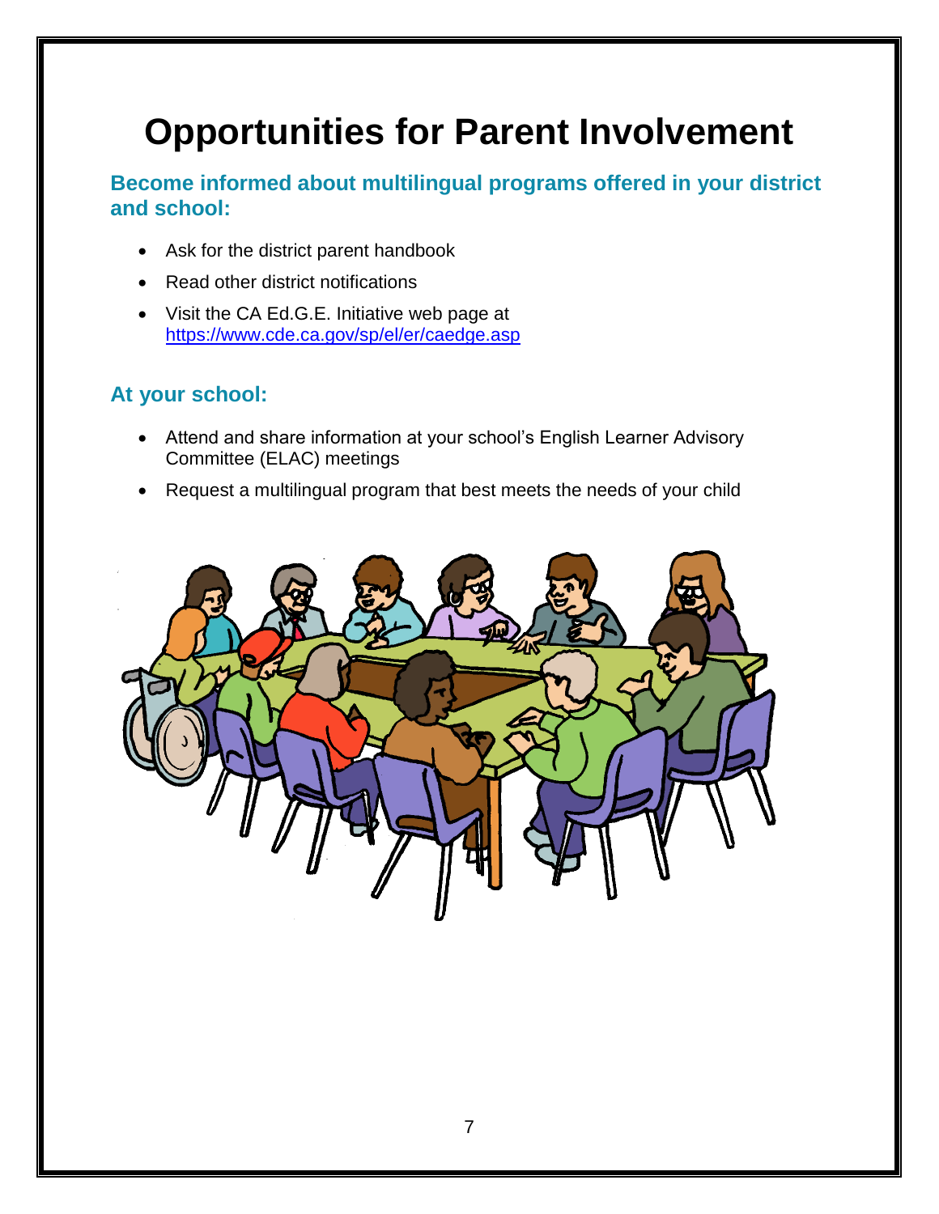# Opportunities for Parent Involvement

## Become informed about multilingual programs offered in your district and school:

- Ask for the district parent handbook
- Read other district notifications
- Visit the CA Ed.G.E. Initiative web page at https://www.cde.ca.gov/sp/el/er/caedge.asp

## At your school:

- Attend and share information at your school's English Learner Advisory Committee (ELAC) meetings
- Request a multilingual program that best meets the needs of your child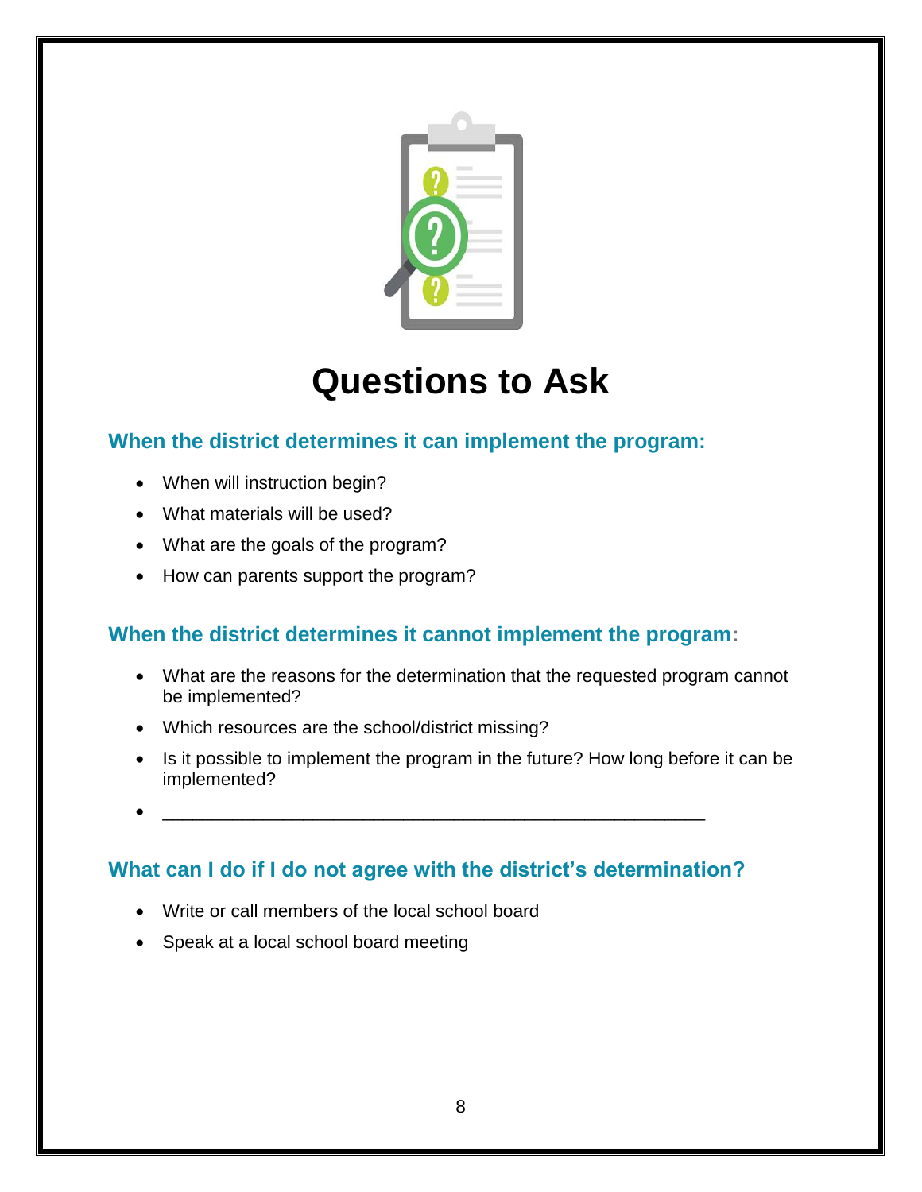# Questions to Ask

### When the district determines it can implement the program:

- When will instruction begin?
- What materials will be used?
- What are the goals of the program?
- How can parents support the program?

### When the district determines it cannot implement the program:

- What are the reasons for the determination that the requested program cannot be implemented?
- Which resources are the school/district missing?
- Is it possible to implement the program in the future? How long before it can be implemented?
- ____________________________________________________

### What can I do if I do not agree with the district's determination?

- Write or call members of the local school board
- Speak at a local school board meeting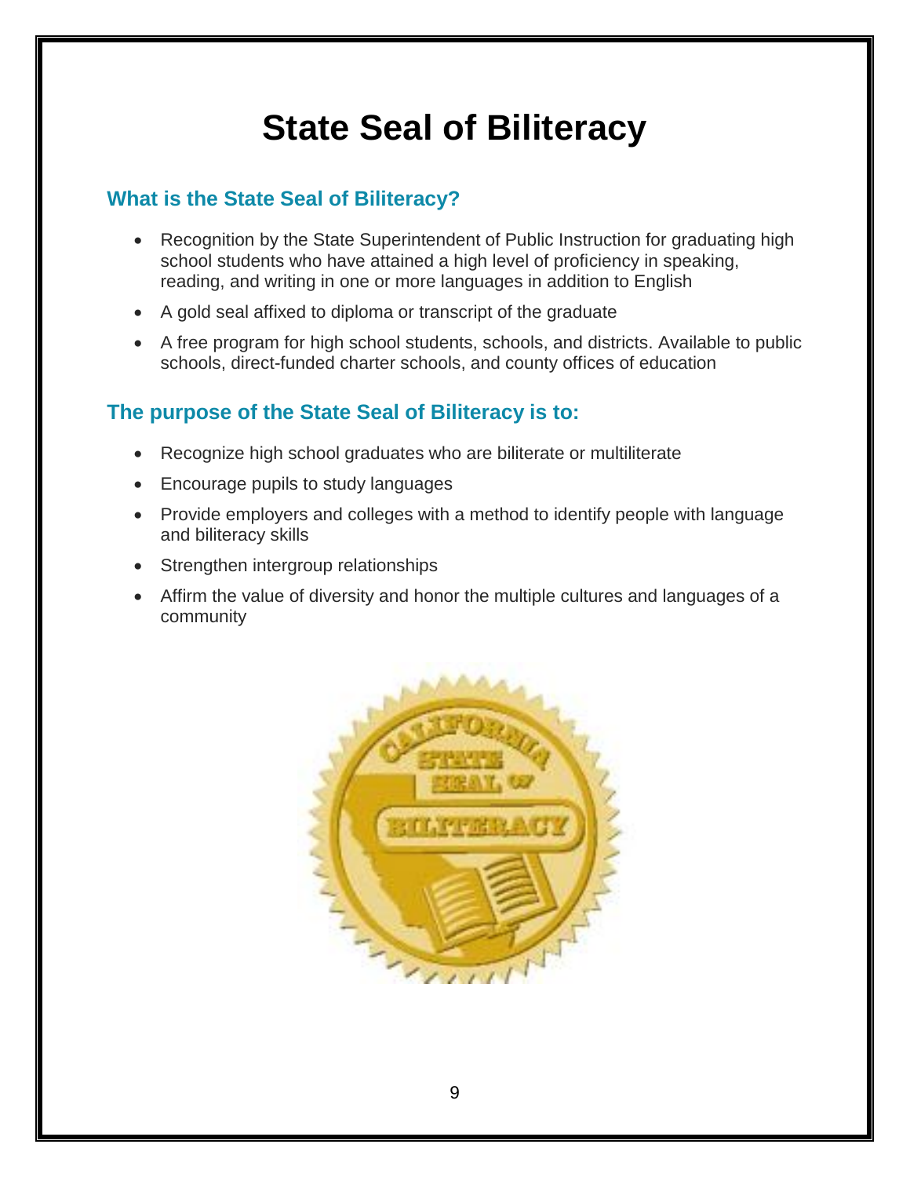# State Seal of Biliteracy

## What is the State Seal of Biliteracy?

- Recognition by the State Superintendent of Public Instruction for graduating high school students who have attained a high level of proficiency in speaking, reading, and writing in one or more languages in addition to English
- A gold seal affixed to diploma or transcript of the graduate
- A free program for high school students, schools, and districts. Available to public schools, direct-funded charter schools, and county offices of education

## The purpose of the State Seal of Biliteracy is to:

- Recognize high school graduates who are biliterate or multiliterate
- Encourage pupils to study languages
- Provide employers and colleges with a method to identify people with language and biliteracy skills
- Strengthen intergroup relationships
- Affirm the value of diversity and honor the multiple cultures and languages of a community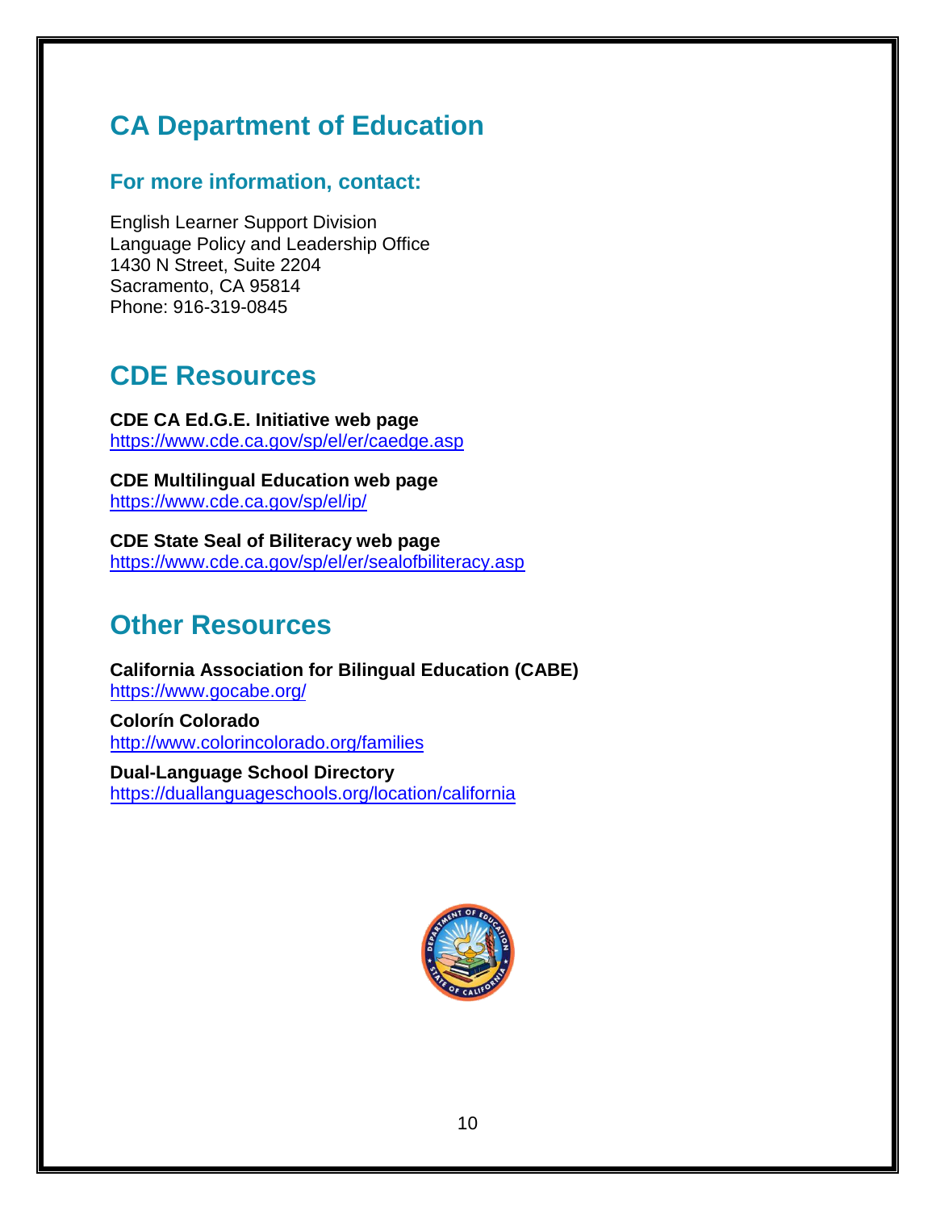## CA Department of Education

### For more information, contact:

English Learner Support Division
Language Policy and Leadership Office
1430 N Street, Suite 2204
Sacramento, CA 95814
Phone: 916-319-0845

## CDE Resources

**CDE CA Ed.G.E. Initiative web page**
https://www.cde.ca.gov/sp/el/er/caedge.asp

**CDE Multilingual Education web page**
https://www.cde.ca.gov/sp/el/ip/

**CDE State Seal of Biliteracy web page**
https://www.cde.ca.gov/sp/el/er/sealofbiliteracy.asp

## Other Resources

**California Association for Bilingual Education (CABE)**
https://www.gocabe.org/

**Colorín Colorado**
http://www.colorincolorado.org/families

**Dual-Language School Directory**
https://duallanguageschools.org/location/california